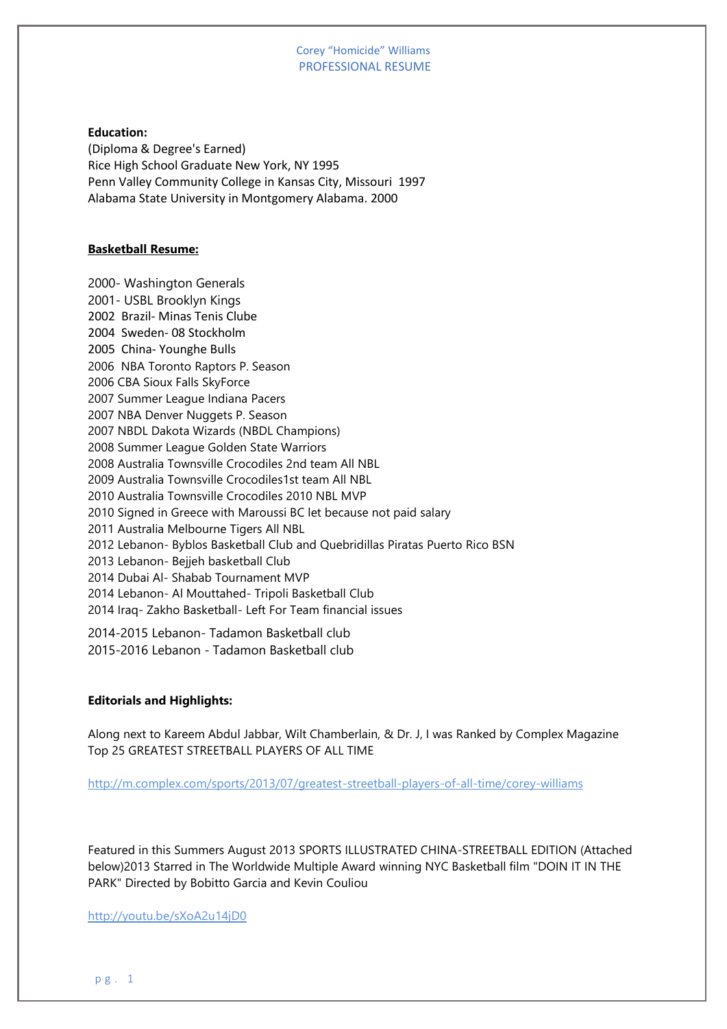Corey "Homicide" Williams
PROFESSIONAL RESUME

**Education:**
(Diploma & Degree's Earned)
Rice High School Graduate New York, NY 1995
Penn Valley Community College in Kansas City, Missouri 1997
Alabama State University in Montgomery Alabama. 2000

**Basketball Resume:**

2000- Washington Generals
2001- USBL Brooklyn Kings
2002 Brazil- Minas Tenis Clube
2004 Sweden- 08 Stockholm
2005 China- Younghe Bulls
2006 NBA Toronto Raptors P. Season
2006 CBA Sioux Falls SkyForce
2007 Summer League Indiana Pacers
2007 NBA Denver Nuggets P. Season
2007 NBDL Dakota Wizards (NBDL Champions)
2008 Summer League Golden State Warriors
2008 Australia Townsville Crocodiles 2nd team All NBL
2009 Australia Townsville Crocodiles1st team All NBL
2010 Australia Townsville Crocodiles 2010 NBL MVP
2010 Signed in Greece with Maroussi BC let because not paid salary
2011 Australia Melbourne Tigers All NBL
2012 Lebanon- Byblos Basketball Club and Quebridillas Piratas Puerto Rico BSN
2013 Lebanon- Bejjeh basketball Club
2014 Dubai Al- Shabab Tournament MVP
2014 Lebanon- Al Mouttahed- Tripoli Basketball Club
2014 Iraq- Zakho Basketball- Left For Team financial issues
2014-2015 Lebanon- Tadamon Basketball club
2015-2016 Lebanon - Tadamon Basketball club

**Editorials and Highlights:**

Along next to Kareem Abdul Jabbar, Wilt Chamberlain, & Dr. J, I was Ranked by Complex Magazine Top 25 GREATEST STREETBALL PLAYERS OF ALL TIME

http://m.complex.com/sports/2013/07/greatest-streetball-players-of-all-time/corey-williams

Featured in this Summers August 2013 SPORTS ILLUSTRATED CHINA-STREETBALL EDITION (Attached below)2013 Starred in The Worldwide Multiple Award winning NYC Basketball film "DOIN IT IN THE PARK" Directed by Bobitto Garcia and Kevin Couliou

http://youtu.be/sXoA2u14jD0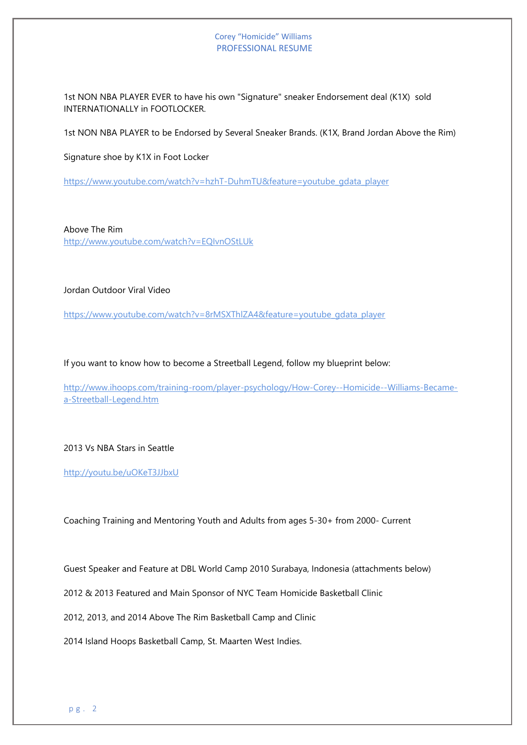1st NON NBA PLAYER EVER to have his own "Signature" sneaker Endorsement deal (K1X) sold INTERNATIONALLY in FOOTLOCKER.

1st NON NBA PLAYER to be Endorsed by Several Sneaker Brands. (K1X, Brand Jordan Above the Rim)

Signature shoe by K1X in Foot Locker

https://www.youtube.com/watch?v=hzhT-DuhmTU&feature=youtube_gdata_player

Above The Rim
http://www.youtube.com/watch?v=EQIvnOStLUk

Jordan Outdoor Viral Video

https://www.youtube.com/watch?v=8rMSXThlZA4&feature=youtube_gdata_player

If you want to know how to become a Streetball Legend, follow my blueprint below:

http://www.ihoops.com/training-room/player-psychology/How-Corey--Homicide--Williams-Became-a-Streetball-Legend.htm

2013 Vs NBA Stars in Seattle

http://youtu.be/uOKeT3JJbxU

Coaching Training and Mentoring Youth and Adults from ages 5-30+ from 2000- Current

Guest Speaker and Feature at DBL World Camp 2010 Surabaya, Indonesia (attachments below)

2012 & 2013 Featured and Main Sponsor of NYC Team Homicide Basketball Clinic

2012, 2013, and 2014 Above The Rim Basketball Camp and Clinic

2014 Island Hoops Basketball Camp, St. Maarten West Indies.